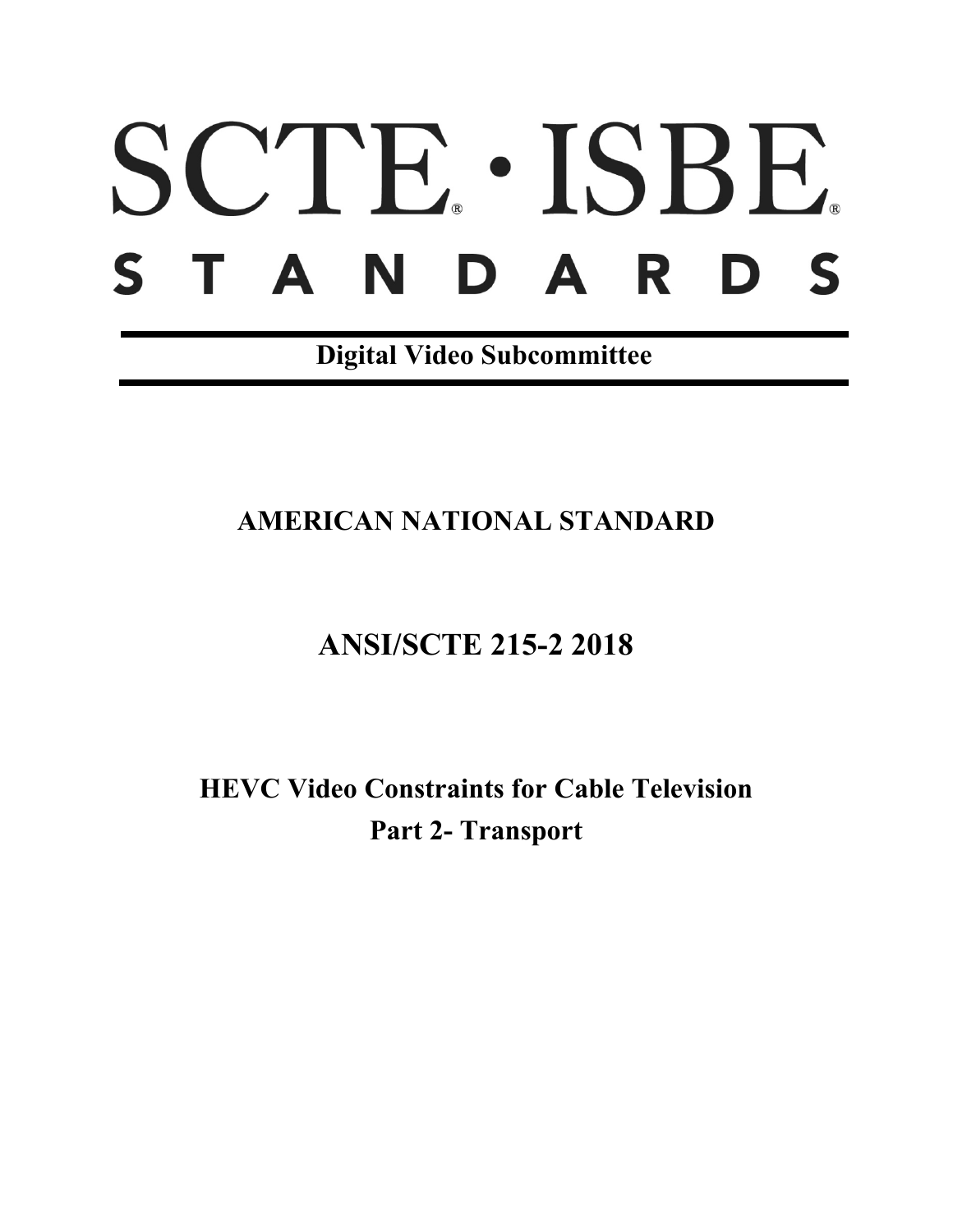# SCTE® · ISBE®

# STANDARDS

**Digital Video Subcommittee**

## AMERICAN NATIONAL STANDARD

## ANSI/SCTE 215-2 2018

## HEVC Video Constraints for Cable Television
## Part 2- Transport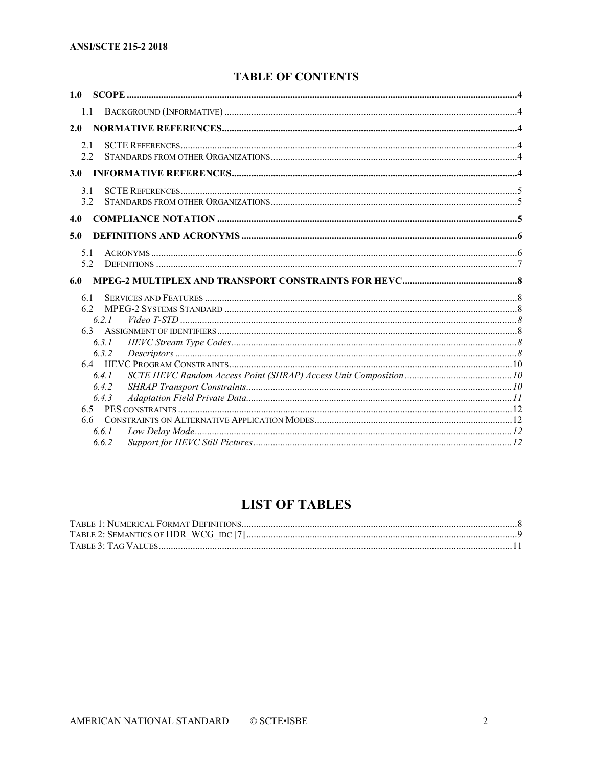# TABLE OF CONTENTS

**1.0 SCOPE** .......... 4

- 1.1 Background (Informative) .......... 4

**2.0 NORMATIVE REFERENCES** .......... 4

- 2.1 SCTE References .......... 4
- 2.2 Standards from other Organizations .......... 4

**3.0 INFORMATIVE REFERENCES** .......... 4

- 3.1 SCTE References .......... 5
- 3.2 Standards from other Organizations .......... 5

**4.0 COMPLIANCE NOTATION** .......... 5

**5.0 DEFINITIONS AND ACRONYMS** .......... 6

- 5.1 Acronyms .......... 6
- 5.2 Definitions .......... 7

**6.0 MPEG-2 MULTIPLEX AND TRANSPORT CONSTRAINTS FOR HEVC** .......... 8

- 6.1 Services and Features .......... 8
- 6.2 MPEG-2 Systems Standard .......... 8
  - *6.2.1 Video T-STD* .......... *8*
- 6.3 Assignment of identifiers .......... 8
  - *6.3.1 HEVC Stream Type Codes* .......... *8*
  - *6.3.2 Descriptors* .......... *8*
- 6.4 HEVC Program Constraints .......... 10
  - *6.4.1 SCTE HEVC Random Access Point (SHRAP) Access Unit Composition* .......... *10*
  - *6.4.2 SHRAP Transport Constraints* .......... *10*
  - *6.4.3 Adaptation Field Private Data* .......... *11*
- 6.5 PES constraints .......... 12
- 6.6 Constraints on Alternative Application Modes .......... 12
  - *6.6.1 Low Delay Mode* .......... *12*
  - *6.6.2 Support for HEVC Still Pictures* .......... *12*

# LIST OF TABLES

- Table 1: Numerical Format Definitions .......... 8
- Table 2: Semantics of HDR_WCG_idc [7] .......... 9
- Table 3: Tag Values .......... 11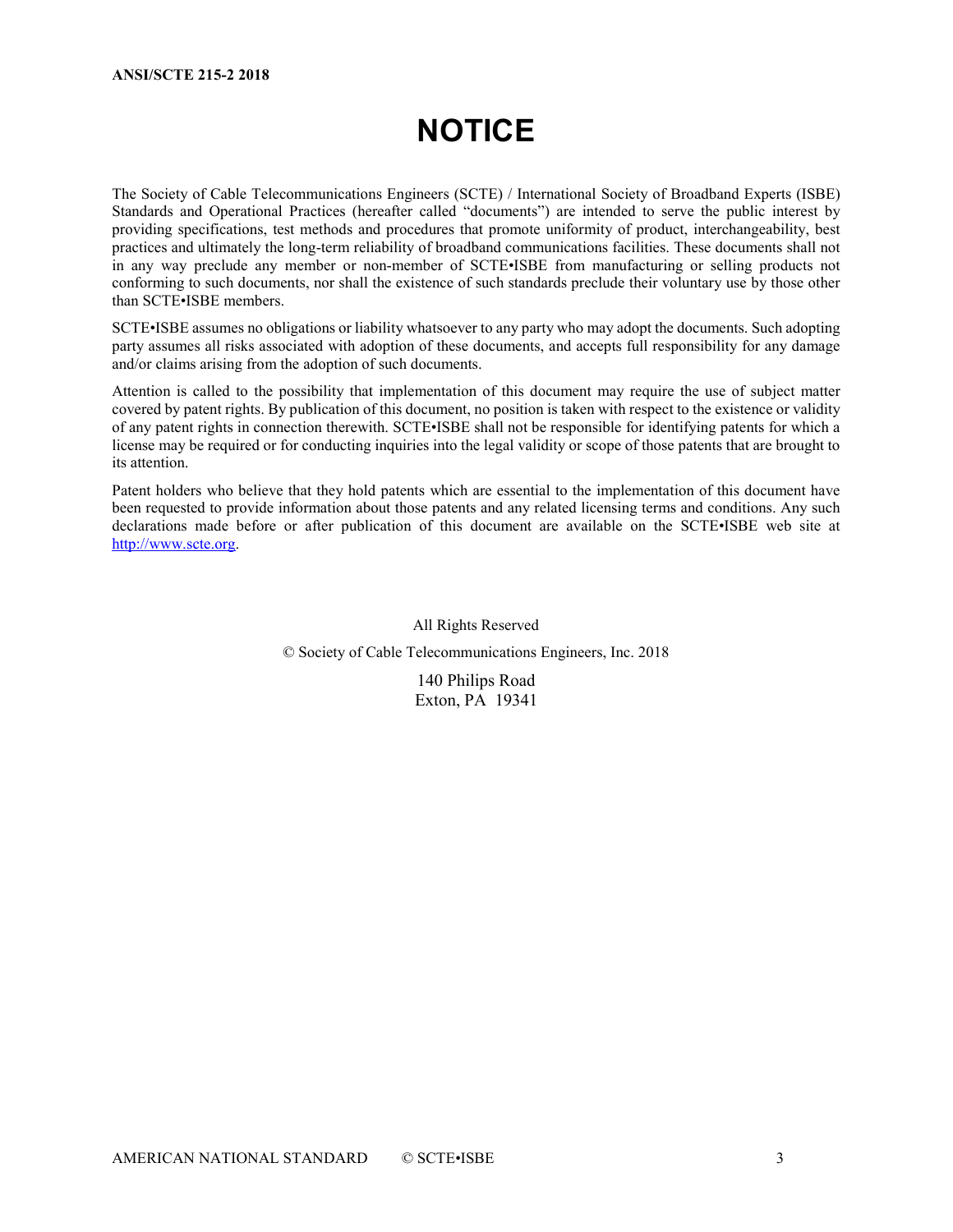# NOTICE

The Society of Cable Telecommunications Engineers (SCTE) / International Society of Broadband Experts (ISBE) Standards and Operational Practices (hereafter called "documents") are intended to serve the public interest by providing specifications, test methods and procedures that promote uniformity of product, interchangeability, best practices and ultimately the long-term reliability of broadband communications facilities. These documents shall not in any way preclude any member or non-member of SCTE•ISBE from manufacturing or selling products not conforming to such documents, nor shall the existence of such standards preclude their voluntary use by those other than SCTE•ISBE members.

SCTE•ISBE assumes no obligations or liability whatsoever to any party who may adopt the documents. Such adopting party assumes all risks associated with adoption of these documents, and accepts full responsibility for any damage and/or claims arising from the adoption of such documents.

Attention is called to the possibility that implementation of this document may require the use of subject matter covered by patent rights. By publication of this document, no position is taken with respect to the existence or validity of any patent rights in connection therewith. SCTE•ISBE shall not be responsible for identifying patents for which a license may be required or for conducting inquiries into the legal validity or scope of those patents that are brought to its attention.

Patent holders who believe that they hold patents which are essential to the implementation of this document have been requested to provide information about those patents and any related licensing terms and conditions. Any such declarations made before or after publication of this document are available on the SCTE•ISBE web site at http://www.scte.org.

All Rights Reserved

© Society of Cable Telecommunications Engineers, Inc. 2018

140 Philips Road
Exton, PA 19341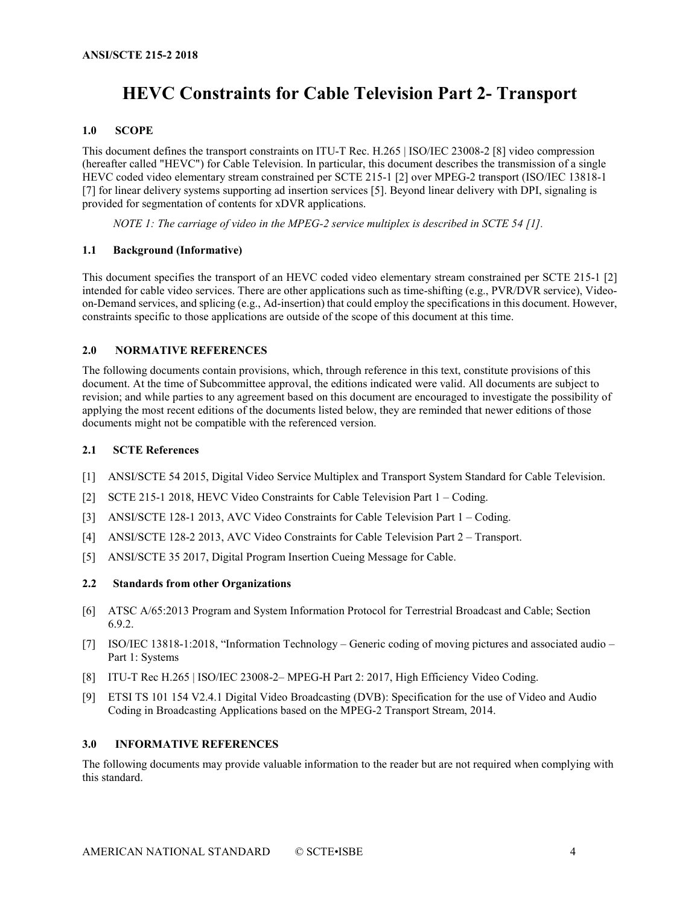# HEVC Constraints for Cable Television Part 2- Transport

## 1.0 SCOPE

This document defines the transport constraints on ITU-T Rec. H.265 | ISO/IEC 23008-2 [8] video compression (hereafter called "HEVC") for Cable Television. In particular, this document describes the transmission of a single HEVC coded video elementary stream constrained per SCTE 215-1 [2] over MPEG-2 transport (ISO/IEC 13818-1 [7] for linear delivery systems supporting ad insertion services [5]. Beyond linear delivery with DPI, signaling is provided for segmentation of contents for xDVR applications.

*NOTE 1: The carriage of video in the MPEG-2 service multiplex is described in SCTE 54 [1].*

### 1.1 Background (Informative)

This document specifies the transport of an HEVC coded video elementary stream constrained per SCTE 215-1 [2] intended for cable video services. There are other applications such as time-shifting (e.g., PVR/DVR service), Video-on-Demand services, and splicing (e.g., Ad-insertion) that could employ the specifications in this document. However, constraints specific to those applications are outside of the scope of this document at this time.

## 2.0 NORMATIVE REFERENCES

The following documents contain provisions, which, through reference in this text, constitute provisions of this document. At the time of Subcommittee approval, the editions indicated were valid. All documents are subject to revision; and while parties to any agreement based on this document are encouraged to investigate the possibility of applying the most recent editions of the documents listed below, they are reminded that newer editions of those documents might not be compatible with the referenced version.

### 2.1 SCTE References

[1] ANSI/SCTE 54 2015, Digital Video Service Multiplex and Transport System Standard for Cable Television.

[2] SCTE 215-1 2018, HEVC Video Constraints for Cable Television Part 1 – Coding.

[3] ANSI/SCTE 128-1 2013, AVC Video Constraints for Cable Television Part 1 – Coding.

[4] ANSI/SCTE 128-2 2013, AVC Video Constraints for Cable Television Part 2 – Transport.

[5] ANSI/SCTE 35 2017, Digital Program Insertion Cueing Message for Cable.

### 2.2 Standards from other Organizations

[6] ATSC A/65:2013 Program and System Information Protocol for Terrestrial Broadcast and Cable; Section 6.9.2.

[7] ISO/IEC 13818-1:2018, "Information Technology – Generic coding of moving pictures and associated audio – Part 1: Systems

[8] ITU-T Rec H.265 | ISO/IEC 23008-2– MPEG-H Part 2: 2017, High Efficiency Video Coding.

[9] ETSI TS 101 154 V2.4.1 Digital Video Broadcasting (DVB): Specification for the use of Video and Audio Coding in Broadcasting Applications based on the MPEG-2 Transport Stream, 2014.

## 3.0 INFORMATIVE REFERENCES

The following documents may provide valuable information to the reader but are not required when complying with this standard.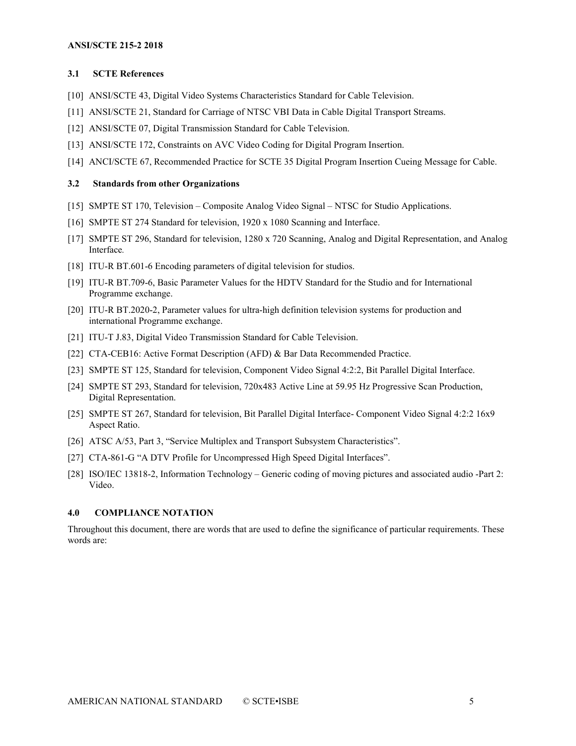### 3.1 SCTE References

[10] ANSI/SCTE 43, Digital Video Systems Characteristics Standard for Cable Television.

[11] ANSI/SCTE 21, Standard for Carriage of NTSC VBI Data in Cable Digital Transport Streams.

[12] ANSI/SCTE 07, Digital Transmission Standard for Cable Television.

[13] ANSI/SCTE 172, Constraints on AVC Video Coding for Digital Program Insertion.

[14] ANCI/SCTE 67, Recommended Practice for SCTE 35 Digital Program Insertion Cueing Message for Cable.

### 3.2 Standards from other Organizations

[15] SMPTE ST 170, Television – Composite Analog Video Signal – NTSC for Studio Applications.

[16] SMPTE ST 274 Standard for television, 1920 x 1080 Scanning and Interface.

[17] SMPTE ST 296, Standard for television, 1280 x 720 Scanning, Analog and Digital Representation, and Analog Interface.

[18] ITU-R BT.601-6 Encoding parameters of digital television for studios.

[19] ITU-R BT.709-6, Basic Parameter Values for the HDTV Standard for the Studio and for International Programme exchange.

[20] ITU-R BT.2020-2, Parameter values for ultra-high definition television systems for production and international Programme exchange.

[21] ITU-T J.83, Digital Video Transmission Standard for Cable Television.

[22] CTA-CEB16: Active Format Description (AFD) & Bar Data Recommended Practice.

[23] SMPTE ST 125, Standard for television, Component Video Signal 4:2:2, Bit Parallel Digital Interface.

[24] SMPTE ST 293, Standard for television, 720x483 Active Line at 59.95 Hz Progressive Scan Production, Digital Representation.

[25] SMPTE ST 267, Standard for television, Bit Parallel Digital Interface- Component Video Signal 4:2:2 16x9 Aspect Ratio.

[26] ATSC A/53, Part 3, "Service Multiplex and Transport Subsystem Characteristics".

[27] CTA-861-G "A DTV Profile for Uncompressed High Speed Digital Interfaces".

[28] ISO/IEC 13818-2, Information Technology – Generic coding of moving pictures and associated audio -Part 2: Video.

## 4.0 COMPLIANCE NOTATION

Throughout this document, there are words that are used to define the significance of particular requirements. These words are: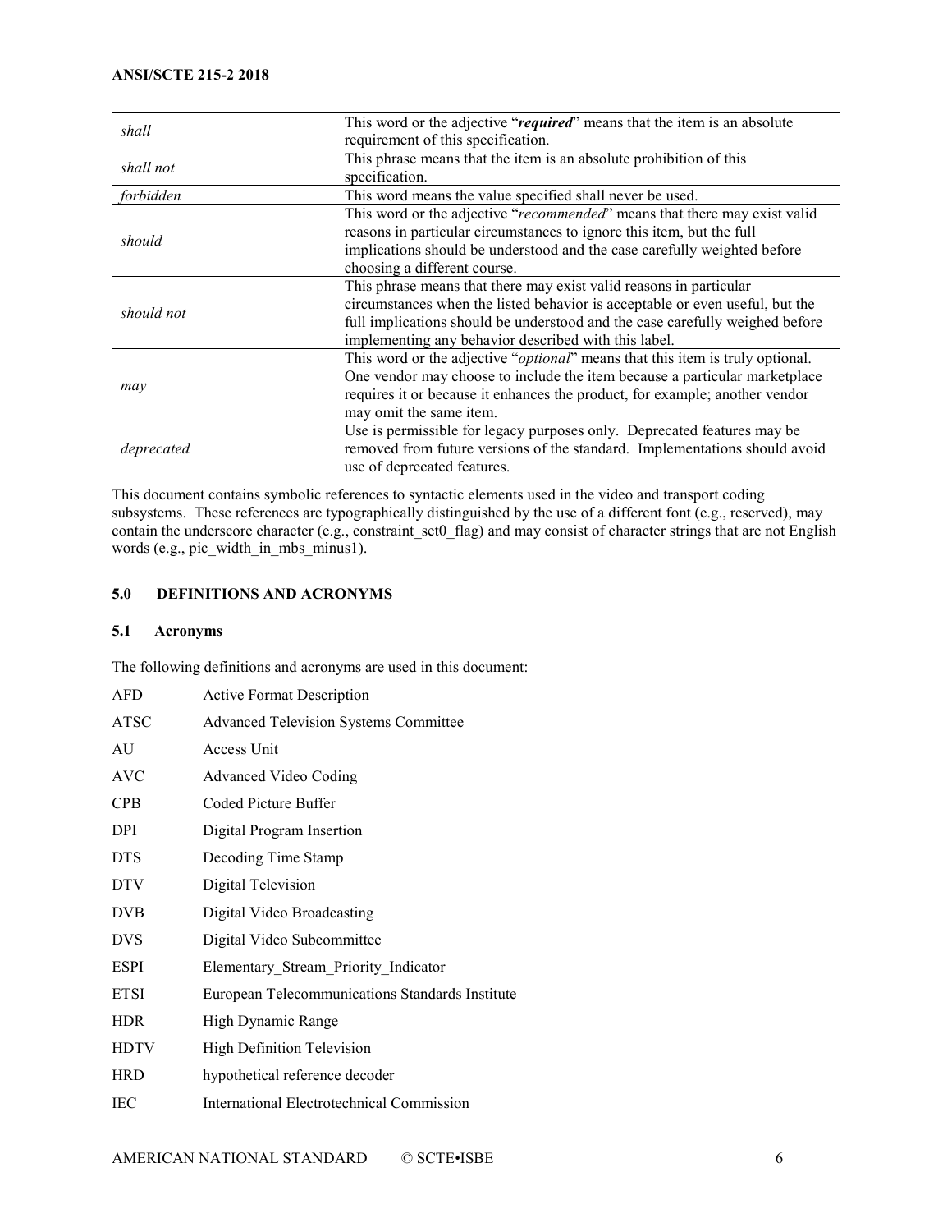| | |
|---|---|
| *shall* | This word or the adjective "***required***" means that the item is an absolute requirement of this specification. |
| *shall not* | This phrase means that the item is an absolute prohibition of this specification. |
| *forbidden* | This word means the value specified shall never be used. |
| *should* | This word or the adjective "*recommended*" means that there may exist valid reasons in particular circumstances to ignore this item, but the full implications should be understood and the case carefully weighted before choosing a different course. |
| *should not* | This phrase means that there may exist valid reasons in particular circumstances when the listed behavior is acceptable or even useful, but the full implications should be understood and the case carefully weighed before implementing any behavior described with this label. |
| *may* | This word or the adjective "*optional*" means that this item is truly optional. One vendor may choose to include the item because a particular marketplace requires it or because it enhances the product, for example; another vendor may omit the same item. |
| *deprecated* | Use is permissible for legacy purposes only. Deprecated features may be removed from future versions of the standard. Implementations should avoid use of deprecated features. |

This document contains symbolic references to syntactic elements used in the video and transport coding subsystems. These references are typographically distinguished by the use of a different font (e.g., reserved), may contain the underscore character (e.g., constraint_set0_flag) and may consist of character strings that are not English words (e.g., pic_width_in_mbs_minus1).

## 5.0 DEFINITIONS AND ACRONYMS

### 5.1 Acronyms

The following definitions and acronyms are used in this document:

| | |
|---|---|
| AFD | Active Format Description |
| ATSC | Advanced Television Systems Committee |
| AU | Access Unit |
| AVC | Advanced Video Coding |
| CPB | Coded Picture Buffer |
| DPI | Digital Program Insertion |
| DTS | Decoding Time Stamp |
| DTV | Digital Television |
| DVB | Digital Video Broadcasting |
| DVS | Digital Video Subcommittee |
| ESPI | Elementary_Stream_Priority_Indicator |
| ETSI | European Telecommunications Standards Institute |
| HDR | High Dynamic Range |
| HDTV | High Definition Television |
| HRD | hypothetical reference decoder |
| IEC | International Electrotechnical Commission |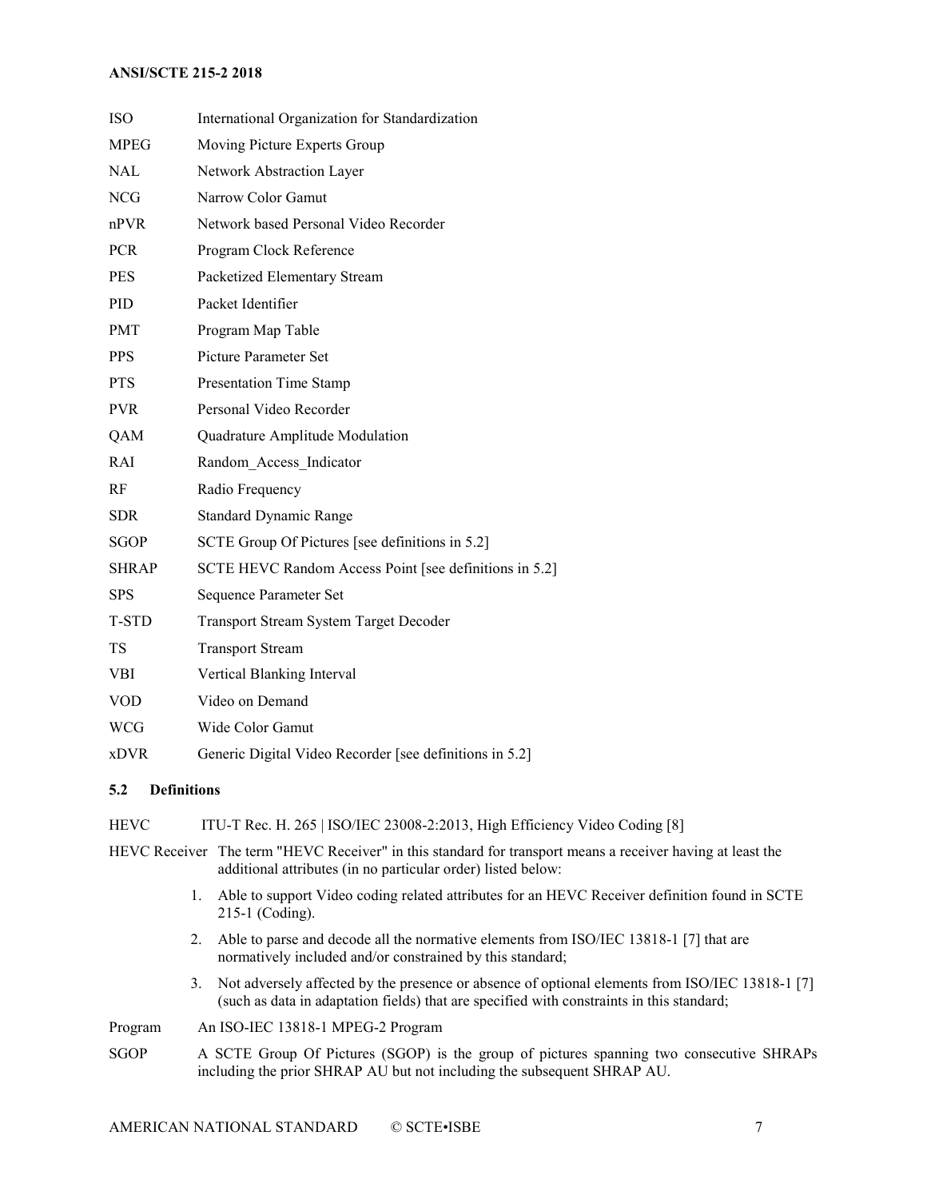| | |
|---|---|
| ISO | International Organization for Standardization |
| MPEG | Moving Picture Experts Group |
| NAL | Network Abstraction Layer |
| NCG | Narrow Color Gamut |
| nPVR | Network based Personal Video Recorder |
| PCR | Program Clock Reference |
| PES | Packetized Elementary Stream |
| PID | Packet Identifier |
| PMT | Program Map Table |
| PPS | Picture Parameter Set |
| PTS | Presentation Time Stamp |
| PVR | Personal Video Recorder |
| QAM | Quadrature Amplitude Modulation |
| RAI | Random_Access_Indicator |
| RF | Radio Frequency |
| SDR | Standard Dynamic Range |
| SGOP | SCTE Group Of Pictures [see definitions in 5.2] |
| SHRAP | SCTE HEVC Random Access Point [see definitions in 5.2] |
| SPS | Sequence Parameter Set |
| T-STD | Transport Stream System Target Decoder |
| TS | Transport Stream |
| VBI | Vertical Blanking Interval |
| VOD | Video on Demand |
| WCG | Wide Color Gamut |
| xDVR | Generic Digital Video Recorder [see definitions in 5.2] |

### 5.2 Definitions

**HEVC** ITU-T Rec. H. 265 | ISO/IEC 23008-2:2013, High Efficiency Video Coding [8]

**HEVC Receiver** The term "HEVC Receiver" in this standard for transport means a receiver having at least the additional attributes (in no particular order) listed below:

1. Able to support Video coding related attributes for an HEVC Receiver definition found in SCTE 215-1 (Coding).
2. Able to parse and decode all the normative elements from ISO/IEC 13818-1 [7] that are normatively included and/or constrained by this standard;
3. Not adversely affected by the presence or absence of optional elements from ISO/IEC 13818-1 [7] (such as data in adaptation fields) that are specified with constraints in this standard;

**Program** An ISO-IEC 13818-1 MPEG-2 Program

**SGOP** A SCTE Group Of Pictures (SGOP) is the group of pictures spanning two consecutive SHRAPs including the prior SHRAP AU but not including the subsequent SHRAP AU.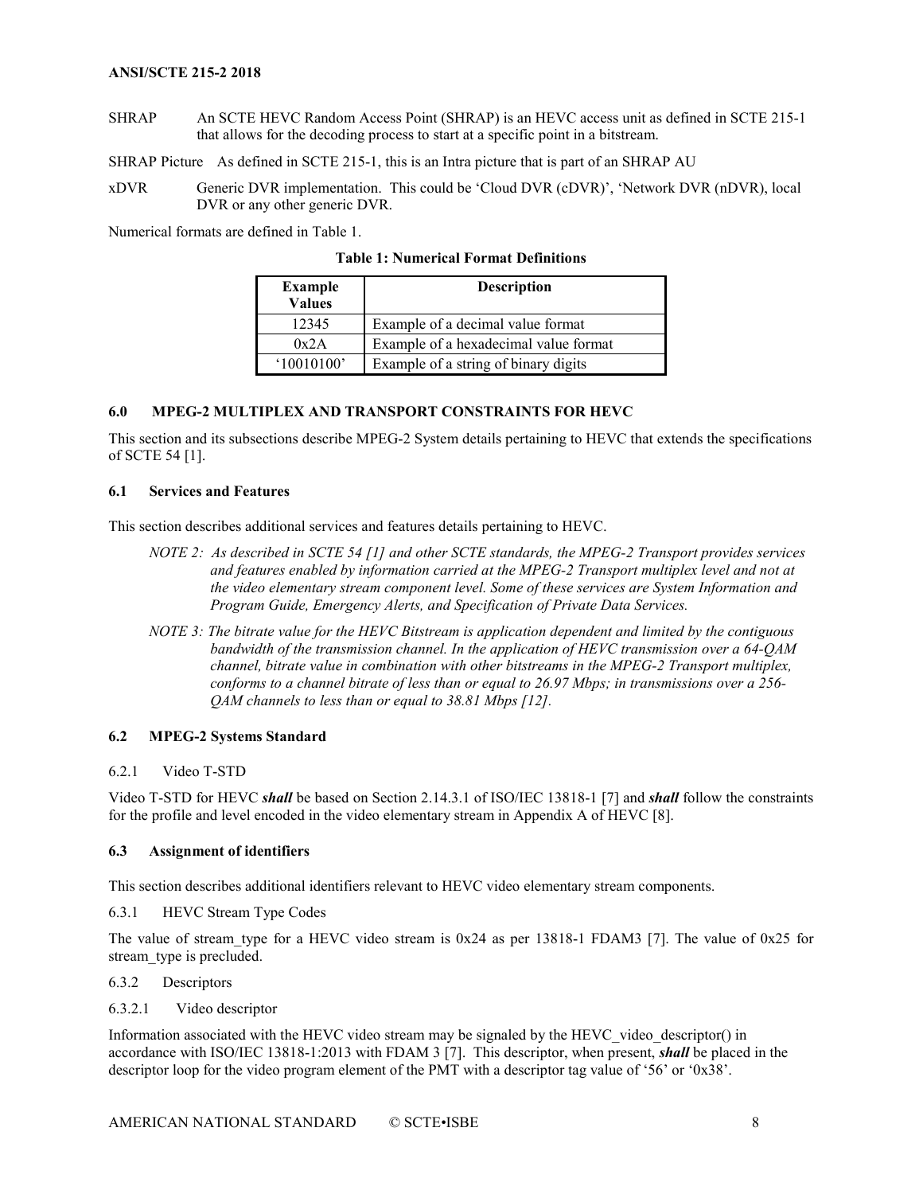SHRAP An SCTE HEVC Random Access Point (SHRAP) is an HEVC access unit as defined in SCTE 215-1 that allows for the decoding process to start at a specific point in a bitstream.

SHRAP Picture As defined in SCTE 215-1, this is an Intra picture that is part of an SHRAP AU

xDVR Generic DVR implementation. This could be 'Cloud DVR (cDVR)', 'Network DVR (nDVR), local DVR or any other generic DVR.

Numerical formats are defined in Table 1.

**Table 1: Numerical Format Definitions**

| Example Values | Description |
|---|---|
| 12345 | Example of a decimal value format |
| 0x2A | Example of a hexadecimal value format |
| '10010100' | Example of a string of binary digits |

## 6.0 MPEG-2 MULTIPLEX AND TRANSPORT CONSTRAINTS FOR HEVC

This section and its subsections describe MPEG-2 System details pertaining to HEVC that extends the specifications of SCTE 54 [1].

### 6.1 Services and Features

This section describes additional services and features details pertaining to HEVC.

*NOTE 2: As described in SCTE 54 [1] and other SCTE standards, the MPEG-2 Transport provides services and features enabled by information carried at the MPEG-2 Transport multiplex level and not at the video elementary stream component level. Some of these services are System Information and Program Guide, Emergency Alerts, and Specification of Private Data Services.*

*NOTE 3: The bitrate value for the HEVC Bitstream is application dependent and limited by the contiguous bandwidth of the transmission channel. In the application of HEVC transmission over a 64-QAM channel, bitrate value in combination with other bitstreams in the MPEG-2 Transport multiplex, conforms to a channel bitrate of less than or equal to 26.97 Mbps; in transmissions over a 256-QAM channels to less than or equal to 38.81 Mbps [12].*

### 6.2 MPEG-2 Systems Standard

#### 6.2.1 Video T-STD

Video T-STD for HEVC ***shall*** be based on Section 2.14.3.1 of ISO/IEC 13818-1 [7] and ***shall*** follow the constraints for the profile and level encoded in the video elementary stream in Appendix A of HEVC [8].

### 6.3 Assignment of identifiers

This section describes additional identifiers relevant to HEVC video elementary stream components.

#### 6.3.1 HEVC Stream Type Codes

The value of stream_type for a HEVC video stream is 0x24 as per 13818-1 FDAM3 [7]. The value of 0x25 for stream_type is precluded.

#### 6.3.2 Descriptors

##### 6.3.2.1 Video descriptor

Information associated with the HEVC video stream may be signaled by the HEVC_video_descriptor() in accordance with ISO/IEC 13818-1:2013 with FDAM 3 [7]. This descriptor, when present, ***shall*** be placed in the descriptor loop for the video program element of the PMT with a descriptor tag value of '56' or '0x38'.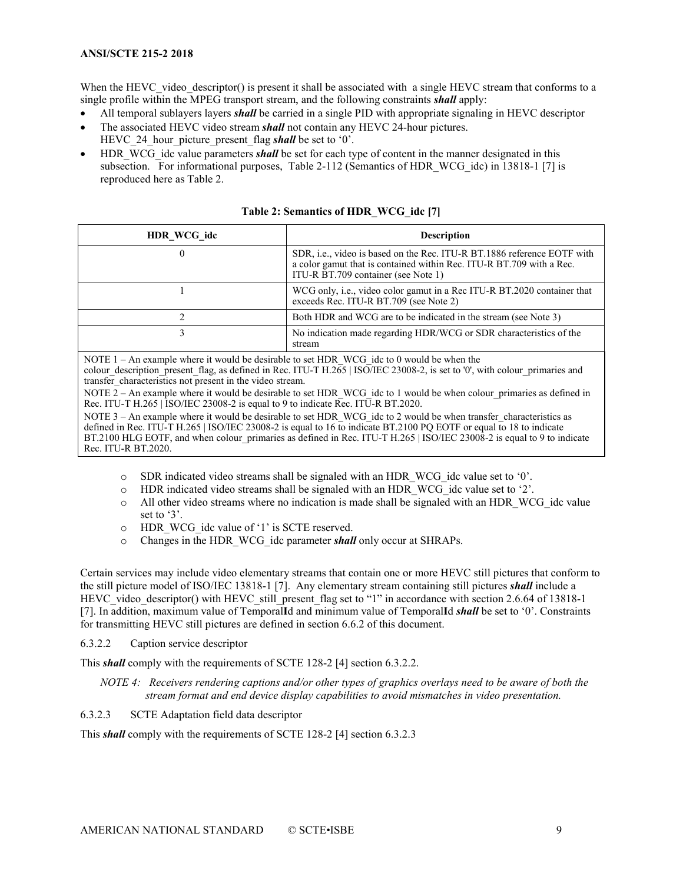When the HEVC_video_descriptor() is present it shall be associated with a single HEVC stream that conforms to a single profile within the MPEG transport stream, and the following constraints ***shall*** apply:

- All temporal sublayers layers ***shall*** be carried in a single PID with appropriate signaling in HEVC descriptor
- The associated HEVC video stream ***shall*** not contain any HEVC 24-hour pictures. HEVC_24_hour_picture_present_flag ***shall*** be set to '0'.
- HDR_WCG_idc value parameters ***shall*** be set for each type of content in the manner designated in this subsection. For informational purposes, Table 2-112 (Semantics of HDR_WCG_idc) in 13818-1 [7] is reproduced here as Table 2.

**Table 2: Semantics of HDR_WCG_idc [7]**

| HDR_WCG_idc | Description |
|---|---|
| 0 | SDR, i.e., video is based on the Rec. ITU-R BT.1886 reference EOTF with a color gamut that is contained within Rec. ITU-R BT.709 with a Rec. ITU-R BT.709 container (see Note 1) |
| 1 | WCG only, i.e., video color gamut in a Rec ITU-R BT.2020 container that exceeds Rec. ITU-R BT.709 (see Note 2) |
| 2 | Both HDR and WCG are to be indicated in the stream (see Note 3) |
| 3 | No indication made regarding HDR/WCG or SDR characteristics of the stream |

NOTE 1 – An example where it would be desirable to set HDR_WCG_idc to 0 would be when the colour_description_present_flag, as defined in Rec. ITU-T H.265 | ISO/IEC 23008-2, is set to '0', with colour_primaries and transfer_characteristics not present in the video stream.

NOTE 2 – An example where it would be desirable to set HDR_WCG_idc to 1 would be when colour_primaries as defined in Rec. ITU-T H.265 | ISO/IEC 23008-2 is equal to 9 to indicate Rec. ITU-R BT.2020.

NOTE 3 – An example where it would be desirable to set HDR_WCG_idc to 2 would be when transfer_characteristics as defined in Rec. ITU-T H.265 | ISO/IEC 23008-2 is equal to 16 to indicate BT.2100 PQ EOTF or equal to 18 to indicate BT.2100 HLG EOTF, and when colour_primaries as defined in Rec. ITU-T H.265 | ISO/IEC 23008-2 is equal to 9 to indicate Rec. ITU-R BT.2020.

  - SDR indicated video streams shall be signaled with an HDR_WCG_idc value set to '0'.
  - HDR indicated video streams shall be signaled with an HDR_WCG_idc value set to '2'.
  - All other video streams where no indication is made shall be signaled with an HDR_WCG_idc value set to '3'.
  - HDR_WCG_idc value of '1' is SCTE reserved.
  - Changes in the HDR_WCG_idc parameter ***shall*** only occur at SHRAPs.

Certain services may include video elementary streams that contain one or more HEVC still pictures that conform to the still picture model of ISO/IEC 13818-1 [7]. Any elementary stream containing still pictures ***shall*** include a HEVC_video_descriptor() with HEVC_still_present_flag set to "1" in accordance with section 2.6.64 of 13818-1 [7]. In addition, maximum value of TemporalId and minimum value of TemporalId ***shall*** be set to '0'. Constraints for transmitting HEVC still pictures are defined in section 6.6.2 of this document.

6.3.2.2 Caption service descriptor

This ***shall*** comply with the requirements of SCTE 128-2 [4] section 6.3.2.2.

*NOTE 4: Receivers rendering captions and/or other types of graphics overlays need to be aware of both the stream format and end device display capabilities to avoid mismatches in video presentation.*

6.3.2.3 SCTE Adaptation field data descriptor

This ***shall*** comply with the requirements of SCTE 128-2 [4] section 6.3.2.3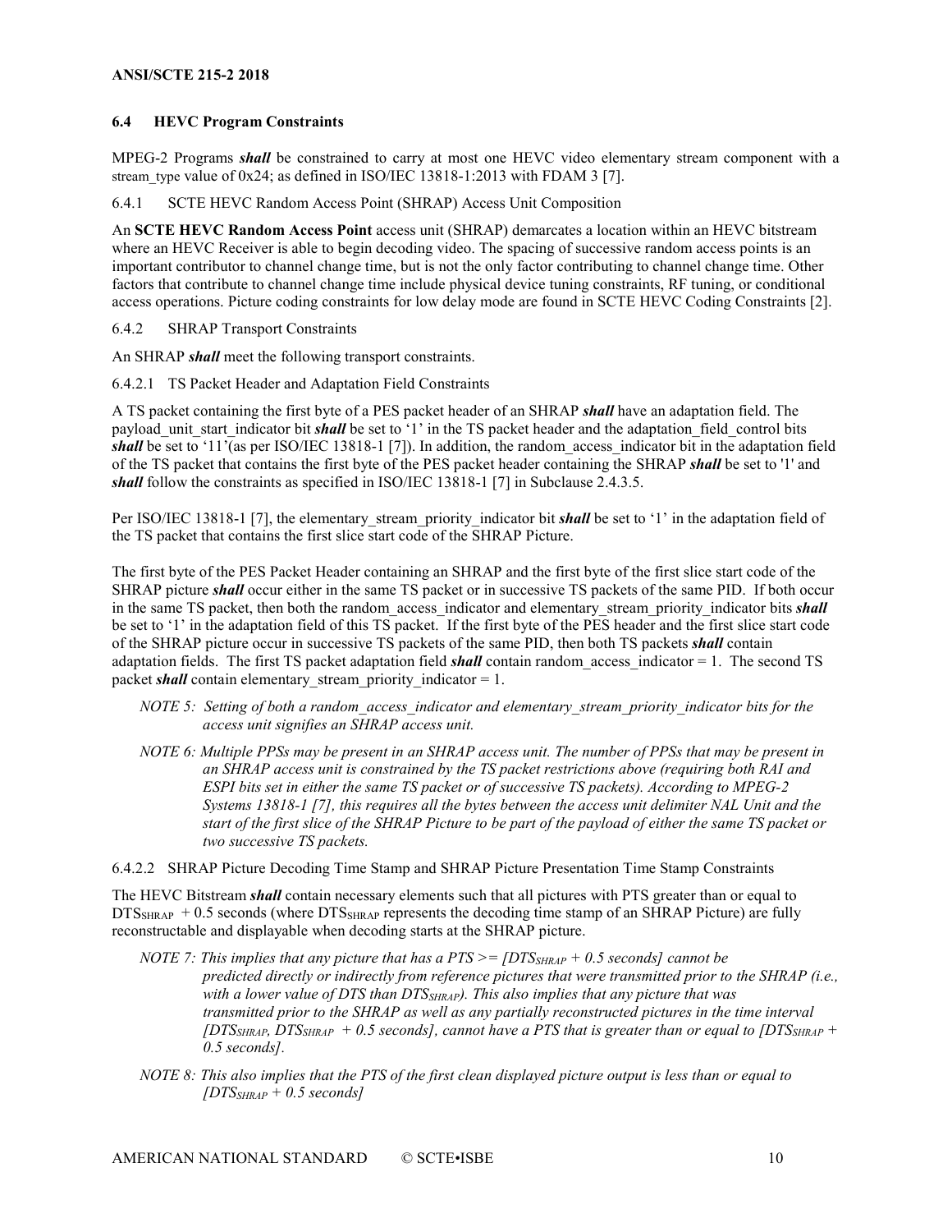### 6.4 HEVC Program Constraints

MPEG-2 Programs ***shall*** be constrained to carry at most one HEVC video elementary stream component with a stream_type value of 0x24; as defined in ISO/IEC 13818-1:2013 with FDAM 3 [7].

#### 6.4.1 SCTE HEVC Random Access Point (SHRAP) Access Unit Composition

An **SCTE HEVC Random Access Point** access unit (SHRAP) demarcates a location within an HEVC bitstream where an HEVC Receiver is able to begin decoding video. The spacing of successive random access points is an important contributor to channel change time, but is not the only factor contributing to channel change time. Other factors that contribute to channel change time include physical device tuning constraints, RF tuning, or conditional access operations. Picture coding constraints for low delay mode are found in SCTE HEVC Coding Constraints [2].

#### 6.4.2 SHRAP Transport Constraints

An SHRAP ***shall*** meet the following transport constraints.

##### 6.4.2.1 TS Packet Header and Adaptation Field Constraints

A TS packet containing the first byte of a PES packet header of an SHRAP ***shall*** have an adaptation field. The payload_unit_start_indicator bit ***shall*** be set to '1' in the TS packet header and the adaptation_field_control bits ***shall*** be set to '11'(as per ISO/IEC 13818-1 [7]). In addition, the random_access_indicator bit in the adaptation field of the TS packet that contains the first byte of the PES packet header containing the SHRAP ***shall*** be set to '1' and ***shall*** follow the constraints as specified in ISO/IEC 13818-1 [7] in Subclause 2.4.3.5.

Per ISO/IEC 13818-1 [7], the elementary_stream_priority_indicator bit ***shall*** be set to '1' in the adaptation field of the TS packet that contains the first slice start code of the SHRAP Picture.

The first byte of the PES Packet Header containing an SHRAP and the first byte of the first slice start code of the SHRAP picture ***shall*** occur either in the same TS packet or in successive TS packets of the same PID. If both occur in the same TS packet, then both the random_access_indicator and elementary_stream_priority_indicator bits ***shall*** be set to '1' in the adaptation field of this TS packet. If the first byte of the PES header and the first slice start code of the SHRAP picture occur in successive TS packets of the same PID, then both TS packets ***shall*** contain adaptation fields. The first TS packet adaptation field ***shall*** contain random_access_indicator = 1. The second TS packet ***shall*** contain elementary_stream_priority_indicator = 1.

*NOTE 5: Setting of both a random_access_indicator and elementary_stream_priority_indicator bits for the access unit signifies an SHRAP access unit.*

*NOTE 6: Multiple PPSs may be present in an SHRAP access unit. The number of PPSs that may be present in an SHRAP access unit is constrained by the TS packet restrictions above (requiring both RAI and ESPI bits set in either the same TS packet or of successive TS packets). According to MPEG-2 Systems 13818-1 [7], this requires all the bytes between the access unit delimiter NAL Unit and the start of the first slice of the SHRAP Picture to be part of the payload of either the same TS packet or two successive TS packets.*

##### 6.4.2.2 SHRAP Picture Decoding Time Stamp and SHRAP Picture Presentation Time Stamp Constraints

The HEVC Bitstream ***shall*** contain necessary elements such that all pictures with PTS greater than or equal to $DTS_{SHRAP}$ + 0.5 seconds (where $DTS_{SHRAP}$ represents the decoding time stamp of an SHRAP Picture) are fully reconstructable and displayable when decoding starts at the SHRAP picture.

*NOTE 7: This implies that any picture that has a PTS >= [$DTS_{SHRAP}$ + 0.5 seconds] cannot be predicted directly or indirectly from reference pictures that were transmitted prior to the SHRAP (i.e., with a lower value of DTS than $DTS_{SHRAP}$). This also implies that any picture that was transmitted prior to the SHRAP as well as any partially reconstructed pictures in the time interval [$DTS_{SHRAP}$, $DTS_{SHRAP}$ + 0.5 seconds], cannot have a PTS that is greater than or equal to [$DTS_{SHRAP}$ + 0.5 seconds].*

*NOTE 8: This also implies that the PTS of the first clean displayed picture output is less than or equal to [$DTS_{SHRAP}$ + 0.5 seconds]*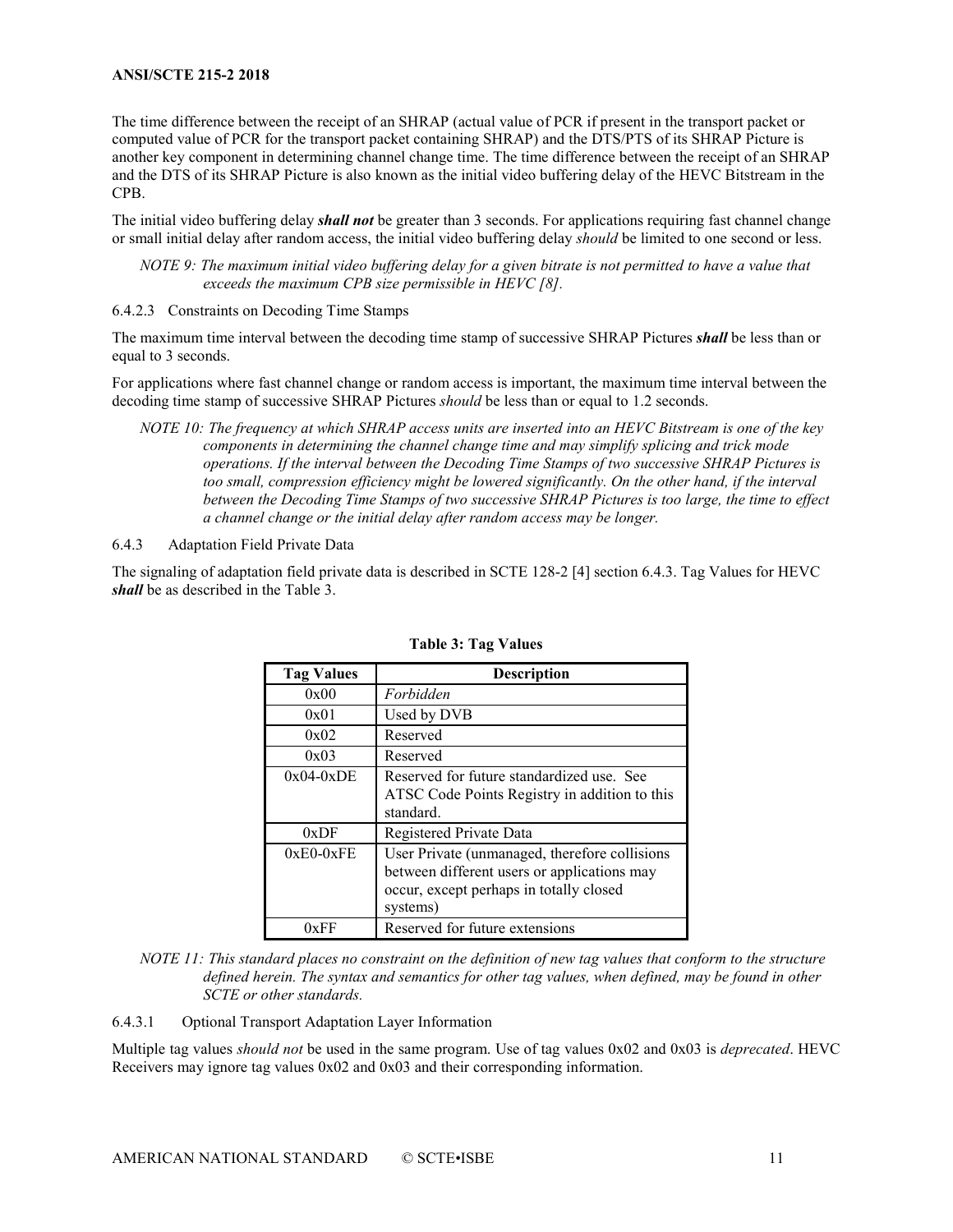The time difference between the receipt of an SHRAP (actual value of PCR if present in the transport packet or computed value of PCR for the transport packet containing SHRAP) and the DTS/PTS of its SHRAP Picture is another key component in determining channel change time. The time difference between the receipt of an SHRAP and the DTS of its SHRAP Picture is also known as the initial video buffering delay of the HEVC Bitstream in the CPB.

The initial video buffering delay ***shall not*** be greater than 3 seconds. For applications requiring fast channel change or small initial delay after random access, the initial video buffering delay *should* be limited to one second or less.

*NOTE 9: The maximum initial video buffering delay for a given bitrate is not permitted to have a value that exceeds the maximum CPB size permissible in HEVC [8].*

#### 6.4.2.3 Constraints on Decoding Time Stamps

The maximum time interval between the decoding time stamp of successive SHRAP Pictures ***shall*** be less than or equal to 3 seconds.

For applications where fast channel change or random access is important, the maximum time interval between the decoding time stamp of successive SHRAP Pictures *should* be less than or equal to 1.2 seconds.

*NOTE 10: The frequency at which SHRAP access units are inserted into an HEVC Bitstream is one of the key components in determining the channel change time and may simplify splicing and trick mode operations. If the interval between the Decoding Time Stamps of two successive SHRAP Pictures is too small, compression efficiency might be lowered significantly. On the other hand, if the interval between the Decoding Time Stamps of two successive SHRAP Pictures is too large, the time to effect a channel change or the initial delay after random access may be longer.*

### 6.4.3 Adaptation Field Private Data

The signaling of adaptation field private data is described in SCTE 128-2 [4] section 6.4.3. Tag Values for HEVC ***shall*** be as described in the Table 3.

**Table 3: Tag Values**

| Tag Values | Description |
|---|---|
| 0x00 | *Forbidden* |
| 0x01 | Used by DVB |
| 0x02 | Reserved |
| 0x03 | Reserved |
| 0x04-0xDE | Reserved for future standardized use. See ATSC Code Points Registry in addition to this standard. |
| 0xDF | Registered Private Data |
| 0xE0-0xFE | User Private (unmanaged, therefore collisions between different users or applications may occur, except perhaps in totally closed systems) |
| 0xFF | Reserved for future extensions |

*NOTE 11: This standard places no constraint on the definition of new tag values that conform to the structure defined herein. The syntax and semantics for other tag values, when defined, may be found in other SCTE or other standards.*

#### 6.4.3.1 Optional Transport Adaptation Layer Information

Multiple tag values *should not* be used in the same program. Use of tag values 0x02 and 0x03 is *deprecated*. HEVC Receivers may ignore tag values 0x02 and 0x03 and their corresponding information.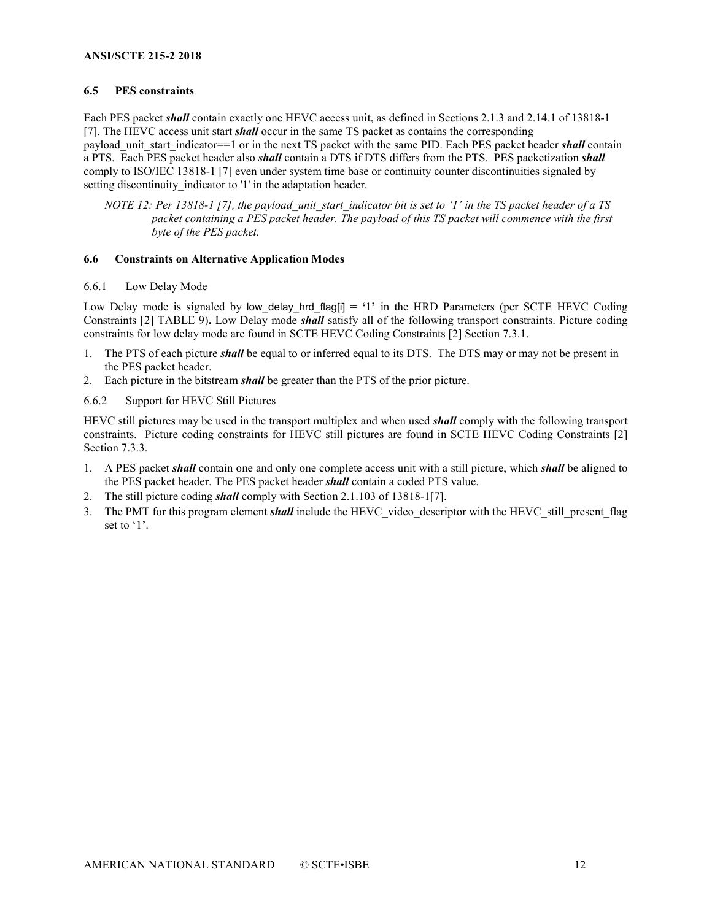### 6.5 PES constraints

Each PES packet ***shall*** contain exactly one HEVC access unit, as defined in Sections 2.1.3 and 2.14.1 of 13818-1 [7]. The HEVC access unit start ***shall*** occur in the same TS packet as contains the corresponding payload_unit_start_indicator==1 or in the next TS packet with the same PID. Each PES packet header ***shall*** contain a PTS. Each PES packet header also ***shall*** contain a DTS if DTS differs from the PTS. PES packetization ***shall*** comply to ISO/IEC 13818-1 [7] even under system time base or continuity counter discontinuities signaled by setting discontinuity_indicator to '1' in the adaptation header.

> *NOTE 12: Per 13818-1 [7], the payload_unit_start_indicator bit is set to '1' in the TS packet header of a TS packet containing a PES packet header. The payload of this TS packet will commence with the first byte of the PES packet.*

### 6.6 Constraints on Alternative Application Modes

#### 6.6.1 Low Delay Mode

Low Delay mode is signaled by low_delay_hrd_flag[i] = **'**1**'** in the HRD Parameters (per SCTE HEVC Coding Constraints [2] TABLE 9)**.** Low Delay mode ***shall*** satisfy all of the following transport constraints. Picture coding constraints for low delay mode are found in SCTE HEVC Coding Constraints [2] Section 7.3.1.

1. The PTS of each picture ***shall*** be equal to or inferred equal to its DTS. The DTS may or may not be present in the PES packet header.
2. Each picture in the bitstream ***shall*** be greater than the PTS of the prior picture.

#### 6.6.2 Support for HEVC Still Pictures

HEVC still pictures may be used in the transport multiplex and when used ***shall*** comply with the following transport constraints. Picture coding constraints for HEVC still pictures are found in SCTE HEVC Coding Constraints [2] Section 7.3.3.

1. A PES packet ***shall*** contain one and only one complete access unit with a still picture, which ***shall*** be aligned to the PES packet header. The PES packet header ***shall*** contain a coded PTS value.
2. The still picture coding ***shall*** comply with Section 2.1.103 of 13818-1[7].
3. The PMT for this program element ***shall*** include the HEVC_video_descriptor with the HEVC_still_present_flag set to '1'.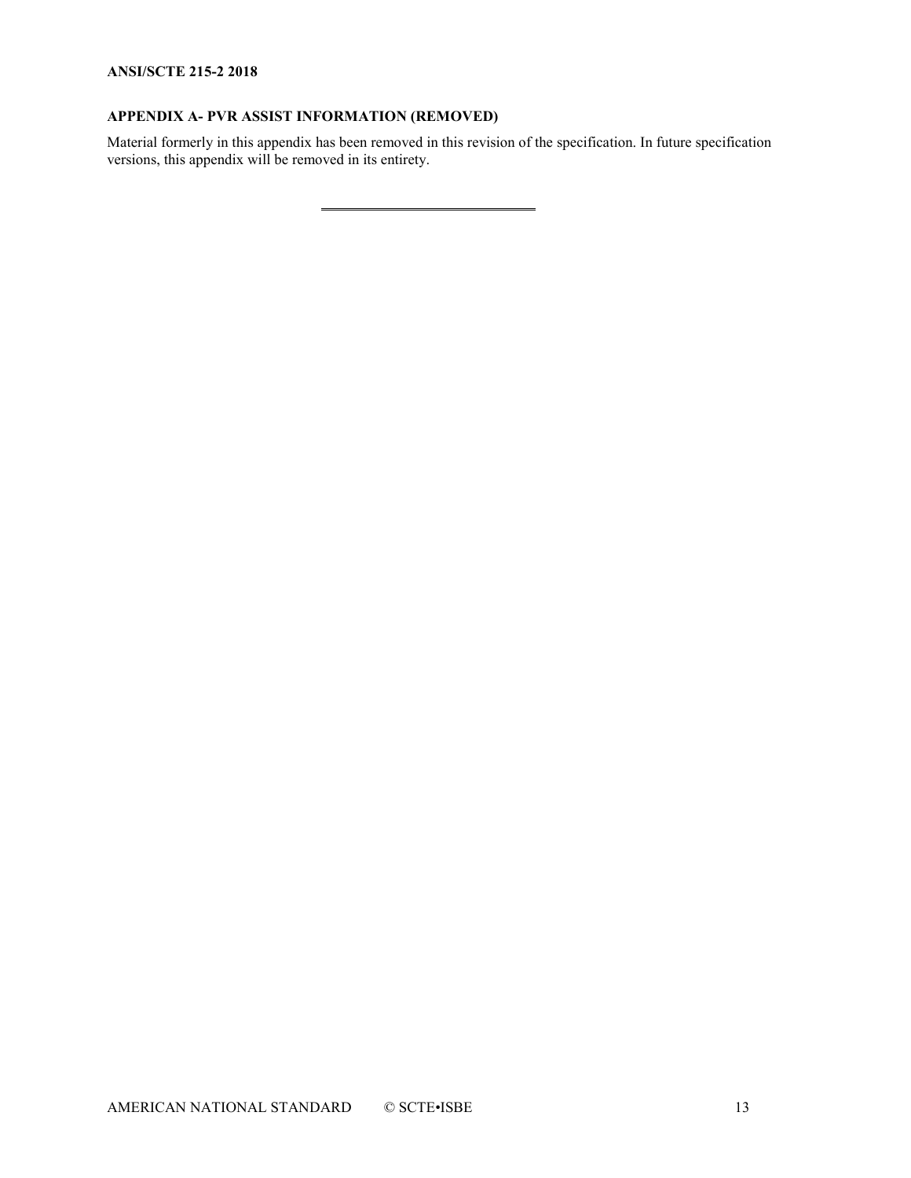## APPENDIX A- PVR ASSIST INFORMATION (REMOVED)

Material formerly in this appendix has been removed in this revision of the specification. In future specification versions, this appendix will be removed in its entirety.